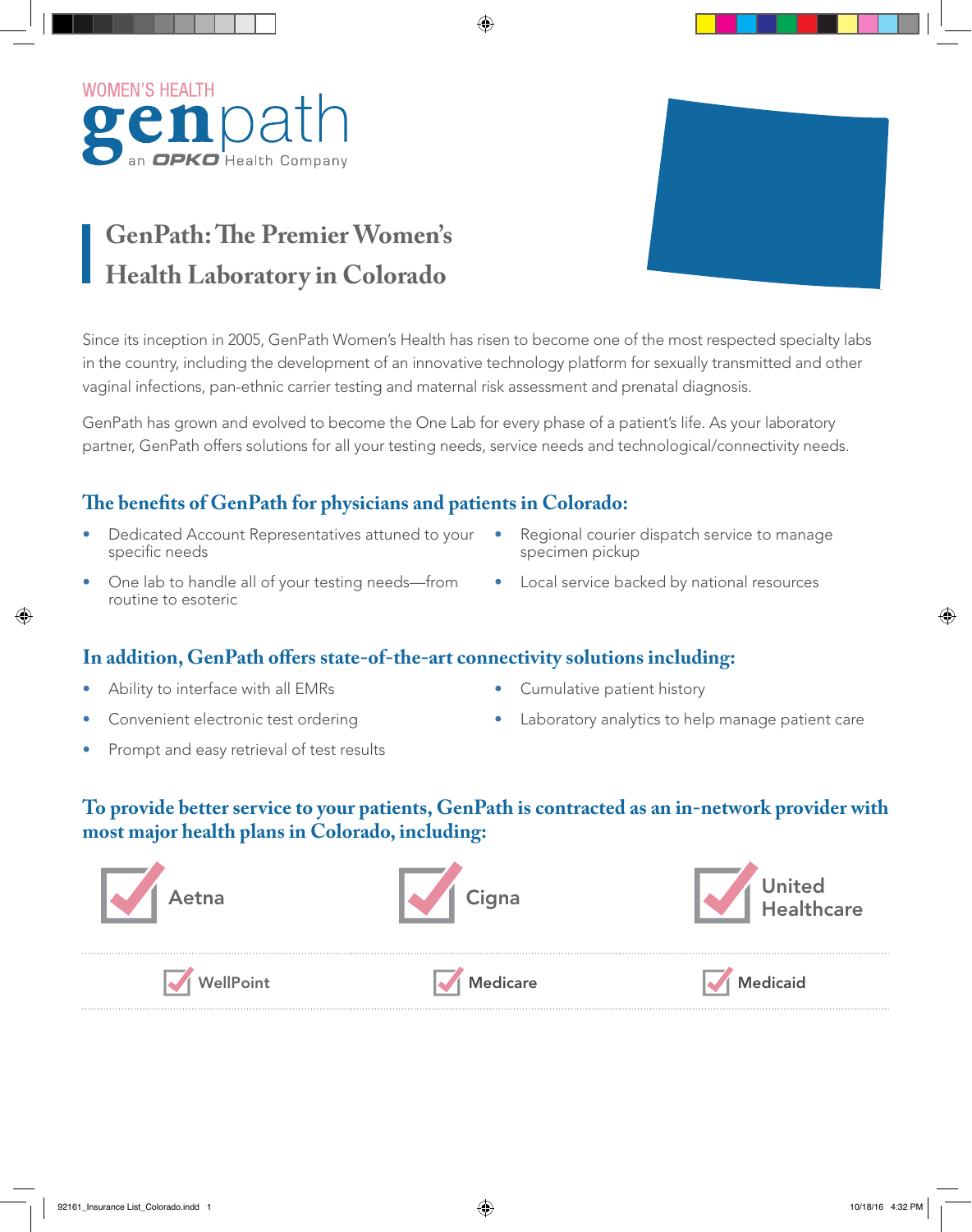WOMEN'S HEALTH

genpath

an OPKO Health Company

# GenPath: The Premier Women's Health Laboratory in Colorado

Since its inception in 2005, GenPath Women's Health has risen to become one of the most respected specialty labs in the country, including the development of an innovative technology platform for sexually transmitted and other vaginal infections, pan-ethnic carrier testing and maternal risk assessment and prenatal diagnosis.

GenPath has grown and evolved to become the One Lab for every phase of a patient's life. As your laboratory partner, GenPath offers solutions for all your testing needs, service needs and technological/connectivity needs.

## The benefits of GenPath for physicians and patients in Colorado:

- Dedicated Account Representatives attuned to your specific needs
- One lab to handle all of your testing needs—from routine to esoteric
- Regional courier dispatch service to manage specimen pickup
- Local service backed by national resources

## In addition, GenPath offers state-of-the-art connectivity solutions including:

- Ability to interface with all EMRs
- Convenient electronic test ordering
- Prompt and easy retrieval of test results
- Cumulative patient history
- Laboratory analytics to help manage patient care

## To provide better service to your patients, GenPath is contracted as an in-network provider with most major health plans in Colorado, including:

- Aetna
- Cigna
- United Healthcare
- WellPoint
- Medicare
- Medicaid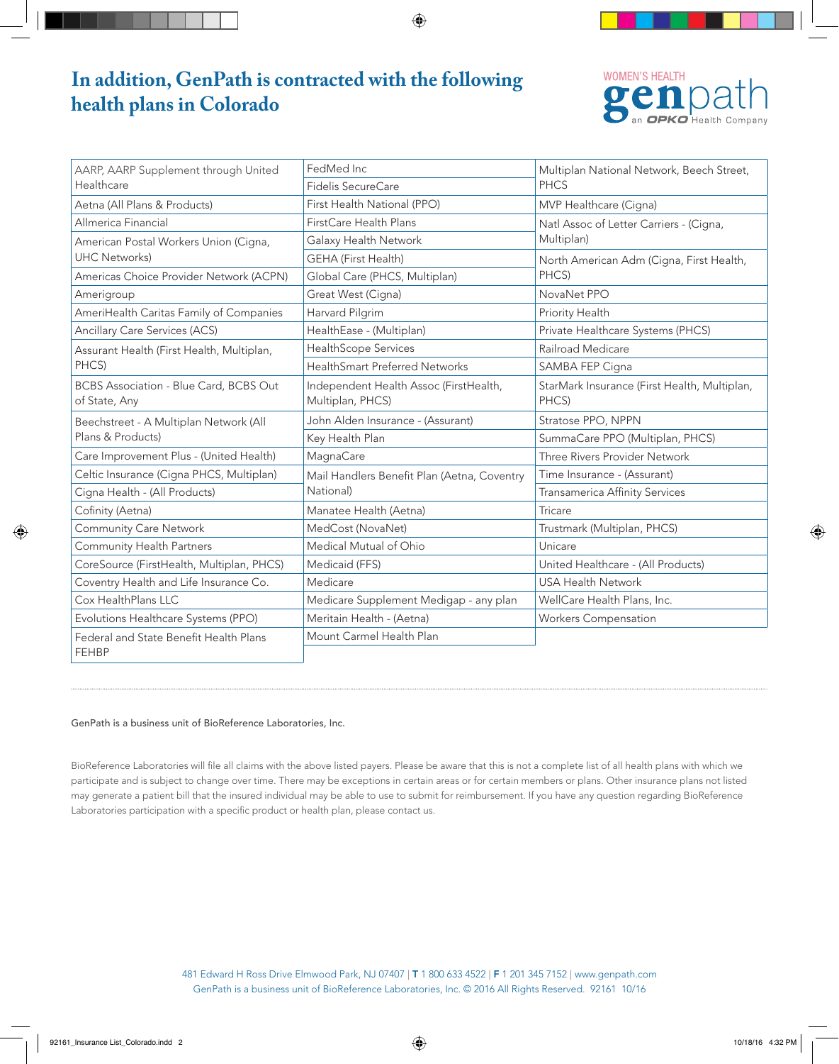# In addition, GenPath is contracted with the following health plans in Colorado

WOMEN'S HEALTH
genpath
an OPKO Health Company

| | | |
|---|---|---|
| AARP, AARP Supplement through United Healthcare | FedMed Inc | Multiplan National Network, Beech Street, PHCS |
| | Fidelis SecureCare | |
| Aetna (All Plans & Products) | First Health National (PPO) | MVP Healthcare (Cigna) |
| Allmerica Financial | FirstCare Health Plans | Natl Assoc of Letter Carriers - (Cigna, Multiplan) |
| American Postal Workers Union (Cigna, UHC Networks) | Galaxy Health Network | |
| | GEHA (First Health) | North American Adm (Cigna, First Health, PHCS) |
| Americas Choice Provider Network (ACPN) | Global Care (PHCS, Multiplan) | |
| Amerigroup | Great West (Cigna) | NovaNet PPO |
| AmeriHealth Caritas Family of Companies | Harvard Pilgrim | Priority Health |
| Ancillary Care Services (ACS) | HealthEase - (Multiplan) | Private Healthcare Systems (PHCS) |
| Assurant Health (First Health, Multiplan, PHCS) | HealthScope Services | Railroad Medicare |
| | HealthSmart Preferred Networks | SAMBA FEP Cigna |
| BCBS Association - Blue Card, BCBS Out of State, Any | Independent Health Assoc (FirstHealth, Multiplan, PHCS) | StarMark Insurance (First Health, Multiplan, PHCS) |
| Beechstreet - A Multiplan Network (All Plans & Products) | John Alden Insurance - (Assurant) | Stratose PPO, NPPN |
| | Key Health Plan | SummaCare PPO (Multiplan, PHCS) |
| Care Improvement Plus - (United Health) | MagnaCare | Three Rivers Provider Network |
| Celtic Insurance (Cigna PHCS, Multiplan) | Mail Handlers Benefit Plan (Aetna, Coventry National) | Time Insurance - (Assurant) |
| Cigna Health - (All Products) | | Transamerica Affinity Services |
| Cofinity (Aetna) | Manatee Health (Aetna) | Tricare |
| Community Care Network | MedCost (NovaNet) | Trustmark (Multiplan, PHCS) |
| Community Health Partners | Medical Mutual of Ohio | Unicare |
| CoreSource (FirstHealth, Multiplan, PHCS) | Medicaid (FFS) | United Healthcare - (All Products) |
| Coventry Health and Life Insurance Co. | Medicare | USA Health Network |
| Cox HealthPlans LLC | Medicare Supplement Medigap - any plan | WellCare Health Plans, Inc. |
| Evolutions Healthcare Systems (PPO) | Meritain Health - (Aetna) | Workers Compensation |
| Federal and State Benefit Health Plans FEHBP | Mount Carmel Health Plan | |

GenPath is a business unit of BioReference Laboratories, Inc.

BioReference Laboratories will file all claims with the above listed payers. Please be aware that this is not a complete list of all health plans with which we participate and is subject to change over time. There may be exceptions in certain areas or for certain members or plans. Other insurance plans not listed may generate a patient bill that the insured individual may be able to use to submit for reimbursement. If you have any question regarding BioReference Laboratories participation with a specific product or health plan, please contact us.

481 Edward H Ross Drive Elmwood Park, NJ 07407 | **T** 1 800 633 4522 | **F** 1 201 345 7152 | www.genpath.com
GenPath is a business unit of BioReference Laboratories, Inc. © 2016 All Rights Reserved. 92161 10/16